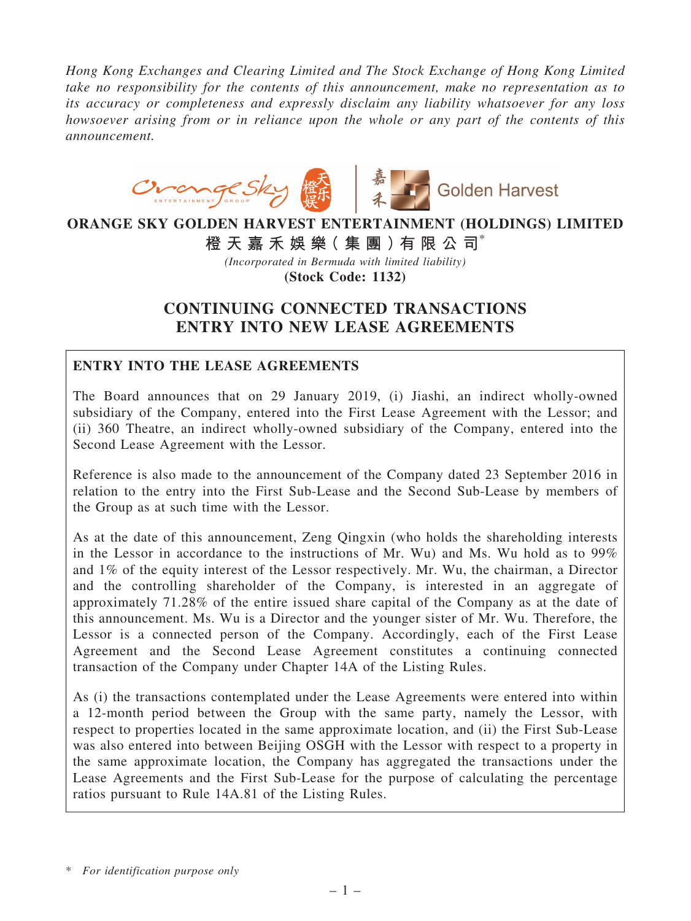*Hong Kong Exchanges and Clearing Limited and The Stock Exchange of Hong Kong Limited take no responsibility for the contents of this announcement, make no representation as to its accuracy or completeness and expressly disclaim any liability whatsoever for any loss howsoever arising from or in reliance upon the whole or any part of the contents of this announcement.*

**ORANGE SKY GOLDEN HARVEST ENTERTAINMENT (HOLDINGS) LIMITED**

**橙天嘉禾娛樂(集團)有限公司***

*(Incorporated in Bermuda with limited liability)*

**(Stock Code: 1132)**

# CONTINUING CONNECTED TRANSACTIONS ENTRY INTO NEW LEASE AGREEMENTS

## ENTRY INTO THE LEASE AGREEMENTS

The Board announces that on 29 January 2019, (i) Jiashi, an indirect wholly-owned subsidiary of the Company, entered into the First Lease Agreement with the Lessor; and (ii) 360 Theatre, an indirect wholly-owned subsidiary of the Company, entered into the Second Lease Agreement with the Lessor.

Reference is also made to the announcement of the Company dated 23 September 2016 in relation to the entry into the First Sub-Lease and the Second Sub-Lease by members of the Group as at such time with the Lessor.

As at the date of this announcement, Zeng Qingxin (who holds the shareholding interests in the Lessor in accordance to the instructions of Mr. Wu) and Ms. Wu hold as to 99% and 1% of the equity interest of the Lessor respectively. Mr. Wu, the chairman, a Director and the controlling shareholder of the Company, is interested in an aggregate of approximately 71.28% of the entire issued share capital of the Company as at the date of this announcement. Ms. Wu is a Director and the younger sister of Mr. Wu. Therefore, the Lessor is a connected person of the Company. Accordingly, each of the First Lease Agreement and the Second Lease Agreement constitutes a continuing connected transaction of the Company under Chapter 14A of the Listing Rules.

As (i) the transactions contemplated under the Lease Agreements were entered into within a 12-month period between the Group with the same party, namely the Lessor, with respect to properties located in the same approximate location, and (ii) the First Sub-Lease was also entered into between Beijing OSGH with the Lessor with respect to a property in the same approximate location, the Company has aggregated the transactions under the Lease Agreements and the First Sub-Lease for the purpose of calculating the percentage ratios pursuant to Rule 14A.81 of the Listing Rules.

\* *For identification purpose only*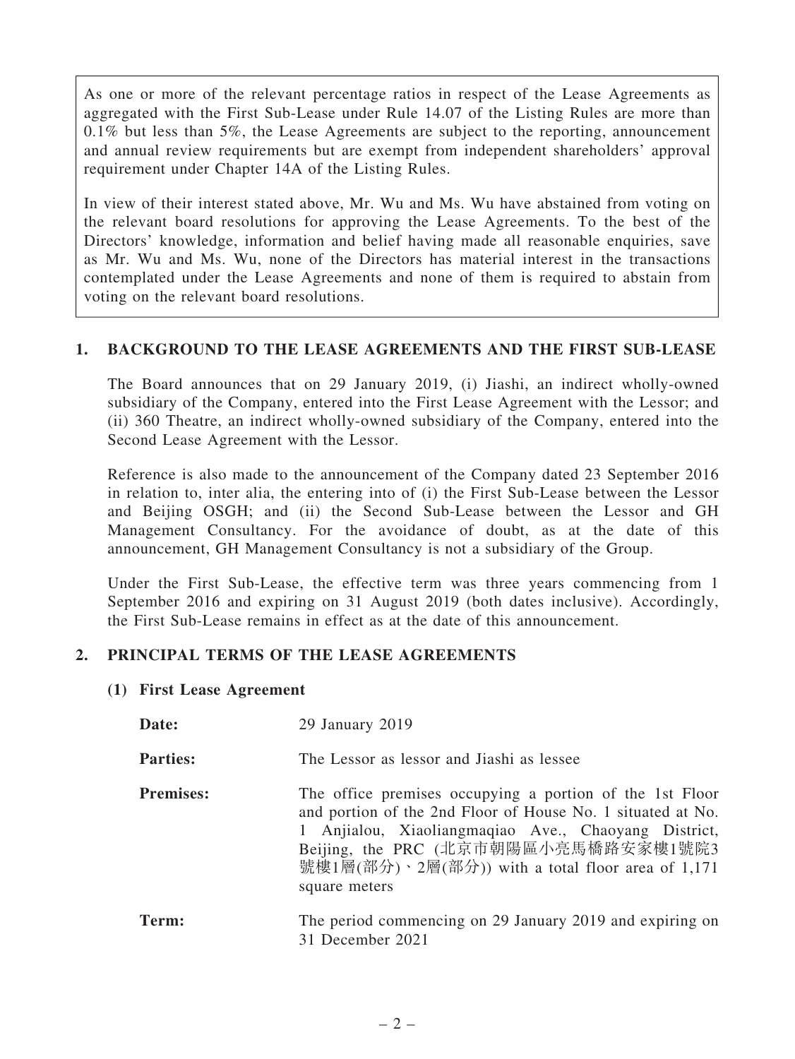As one or more of the relevant percentage ratios in respect of the Lease Agreements as aggregated with the First Sub-Lease under Rule 14.07 of the Listing Rules are more than 0.1% but less than 5%, the Lease Agreements are subject to the reporting, announcement and annual review requirements but are exempt from independent shareholders' approval requirement under Chapter 14A of the Listing Rules.

In view of their interest stated above, Mr. Wu and Ms. Wu have abstained from voting on the relevant board resolutions for approving the Lease Agreements. To the best of the Directors' knowledge, information and belief having made all reasonable enquiries, save as Mr. Wu and Ms. Wu, none of the Directors has material interest in the transactions contemplated under the Lease Agreements and none of them is required to abstain from voting on the relevant board resolutions.

## 1. BACKGROUND TO THE LEASE AGREEMENTS AND THE FIRST SUB-LEASE

The Board announces that on 29 January 2019, (i) Jiashi, an indirect wholly-owned subsidiary of the Company, entered into the First Lease Agreement with the Lessor; and (ii) 360 Theatre, an indirect wholly-owned subsidiary of the Company, entered into the Second Lease Agreement with the Lessor.

Reference is also made to the announcement of the Company dated 23 September 2016 in relation to, inter alia, the entering into of (i) the First Sub-Lease between the Lessor and Beijing OSGH; and (ii) the Second Sub-Lease between the Lessor and GH Management Consultancy. For the avoidance of doubt, as at the date of this announcement, GH Management Consultancy is not a subsidiary of the Group.

Under the First Sub-Lease, the effective term was three years commencing from 1 September 2016 and expiring on 31 August 2019 (both dates inclusive). Accordingly, the First Sub-Lease remains in effect as at the date of this announcement.

## 2. PRINCIPAL TERMS OF THE LEASE AGREEMENTS

### (1) First Lease Agreement

**Date:** 29 January 2019

**Parties:** The Lessor as lessor and Jiashi as lessee

**Premises:** The office premises occupying a portion of the 1st Floor and portion of the 2nd Floor of House No. 1 situated at No. 1 Anjialou, Xiaoliangmaqiao Ave., Chaoyang District, Beijing, the PRC (北京市朝陽區小亮馬橋路安家樓1號院3號樓1層(部分)、2層(部分)) with a total floor area of 1,171 square meters

**Term:** The period commencing on 29 January 2019 and expiring on 31 December 2021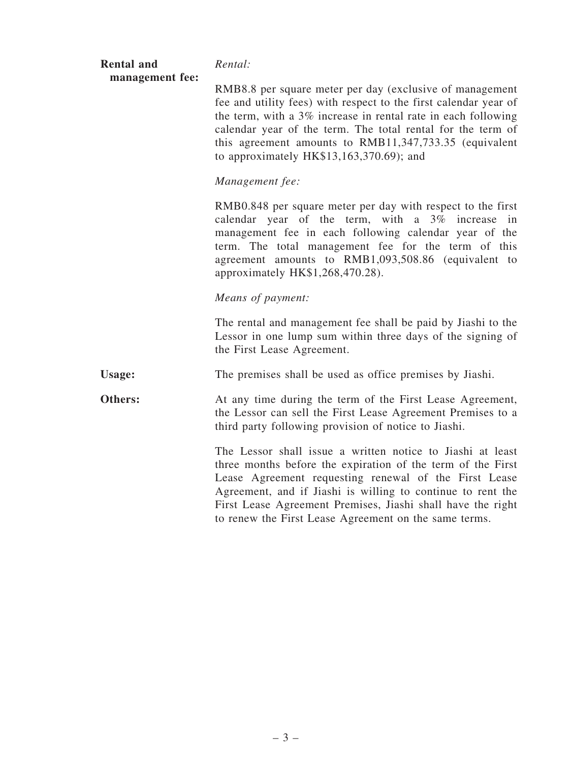| | |
|---|---|
| **Rental and management fee:** | *Rental:*<br><br>RMB8.8 per square meter per day (exclusive of management fee and utility fees) with respect to the first calendar year of the term, with a 3% increase in rental rate in each following calendar year of the term. The total rental for the term of this agreement amounts to RMB11,347,733.35 (equivalent to approximately HK$13,163,370.69); and<br><br>*Management fee:*<br><br>RMB0.848 per square meter per day with respect to the first calendar year of the term, with a 3% increase in management fee in each following calendar year of the term. The total management fee for the term of this agreement amounts to RMB1,093,508.86 (equivalent to approximately HK$1,268,470.28).<br><br>*Means of payment:*<br><br>The rental and management fee shall be paid by Jiashi to the Lessor in one lump sum within three days of the signing of the First Lease Agreement. |
| **Usage:** | The premises shall be used as office premises by Jiashi. |
| **Others:** | At any time during the term of the First Lease Agreement, the Lessor can sell the First Lease Agreement Premises to a third party following provision of notice to Jiashi.<br><br>The Lessor shall issue a written notice to Jiashi at least three months before the expiration of the term of the First Lease Agreement requesting renewal of the First Lease Agreement, and if Jiashi is willing to continue to rent the First Lease Agreement Premises, Jiashi shall have the right to renew the First Lease Agreement on the same terms. |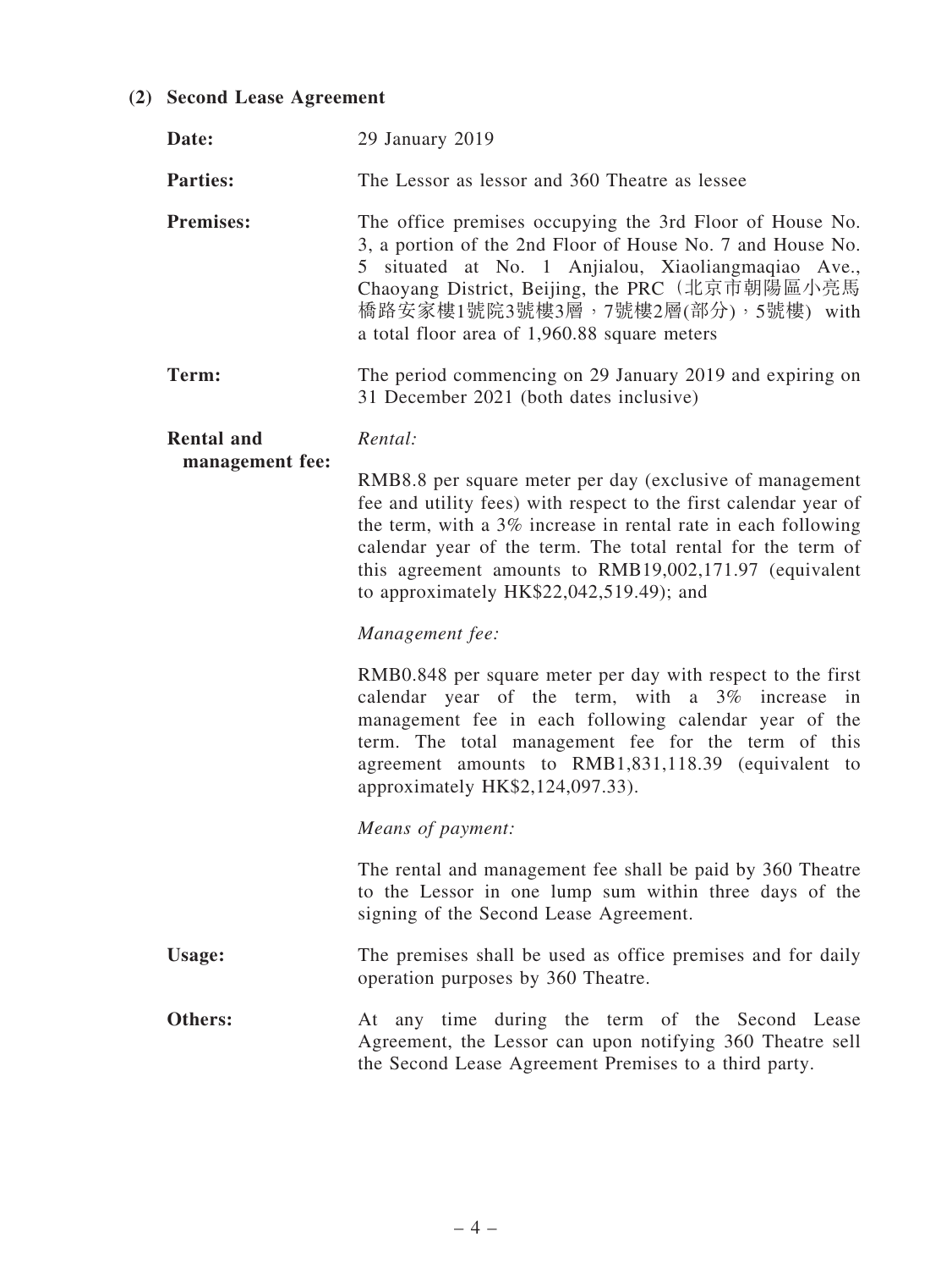**(2) Second Lease Agreement**

**Date:** 29 January 2019

**Parties:** The Lessor as lessor and 360 Theatre as lessee

**Premises:** The office premises occupying the 3rd Floor of House No. 3, a portion of the 2nd Floor of House No. 7 and House No. 5 situated at No. 1 Anjialou, Xiaoliangmaqiao Ave., Chaoyang District, Beijing, the PRC（北京市朝陽區小亮馬橋路安家樓1號院3號樓3層，7號樓2層(部分)，5號樓) with a total floor area of 1,960.88 square meters

**Term:** The period commencing on 29 January 2019 and expiring on 31 December 2021 (both dates inclusive)

**Rental and management fee:**

*Rental:*

RMB8.8 per square meter per day (exclusive of management fee and utility fees) with respect to the first calendar year of the term, with a 3% increase in rental rate in each following calendar year of the term. The total rental for the term of this agreement amounts to RMB19,002,171.97 (equivalent to approximately HK$22,042,519.49); and

*Management fee:*

RMB0.848 per square meter per day with respect to the first calendar year of the term, with a 3% increase in management fee in each following calendar year of the term. The total management fee for the term of this agreement amounts to RMB1,831,118.39 (equivalent to approximately HK$2,124,097.33).

*Means of payment:*

The rental and management fee shall be paid by 360 Theatre to the Lessor in one lump sum within three days of the signing of the Second Lease Agreement.

**Usage:** The premises shall be used as office premises and for daily operation purposes by 360 Theatre.

**Others:** At any time during the term of the Second Lease Agreement, the Lessor can upon notifying 360 Theatre sell the Second Lease Agreement Premises to a third party.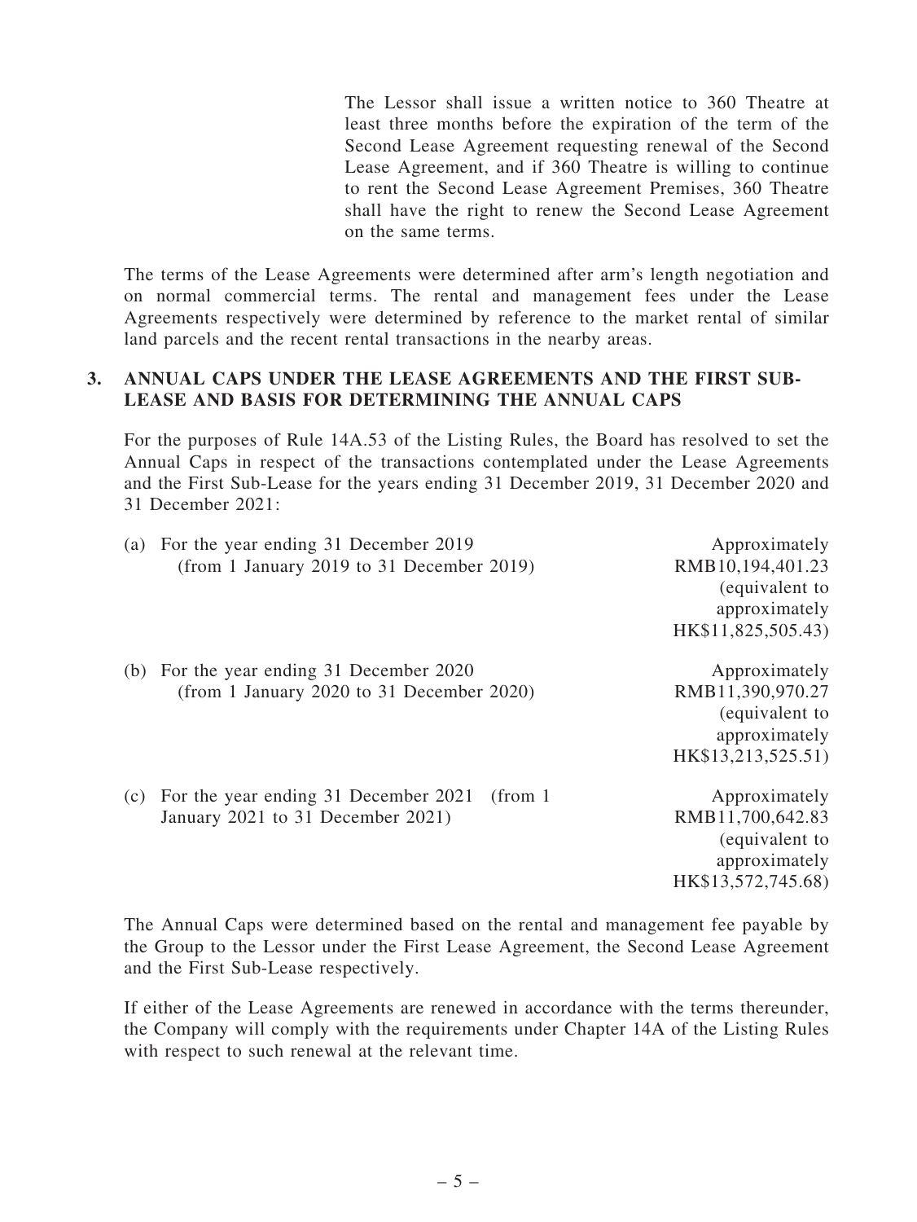The Lessor shall issue a written notice to 360 Theatre at least three months before the expiration of the term of the Second Lease Agreement requesting renewal of the Second Lease Agreement, and if 360 Theatre is willing to continue to rent the Second Lease Agreement Premises, 360 Theatre shall have the right to renew the Second Lease Agreement on the same terms.

The terms of the Lease Agreements were determined after arm's length negotiation and on normal commercial terms. The rental and management fees under the Lease Agreements respectively were determined by reference to the market rental of similar land parcels and the recent rental transactions in the nearby areas.

## 3. ANNUAL CAPS UNDER THE LEASE AGREEMENTS AND THE FIRST SUB-LEASE AND BASIS FOR DETERMINING THE ANNUAL CAPS

For the purposes of Rule 14A.53 of the Listing Rules, the Board has resolved to set the Annual Caps in respect of the transactions contemplated under the Lease Agreements and the First Sub-Lease for the years ending 31 December 2019, 31 December 2020 and 31 December 2021:

| | |
|---|---|
| (a) For the year ending 31 December 2019 (from 1 January 2019 to 31 December 2019) | Approximately RMB10,194,401.23 (equivalent to approximately HK$11,825,505.43) |
| (b) For the year ending 31 December 2020 (from 1 January 2020 to 31 December 2020) | Approximately RMB11,390,970.27 (equivalent to approximately HK$13,213,525.51) |
| (c) For the year ending 31 December 2021 (from 1 January 2021 to 31 December 2021) | Approximately RMB11,700,642.83 (equivalent to approximately HK$13,572,745.68) |

The Annual Caps were determined based on the rental and management fee payable by the Group to the Lessor under the First Lease Agreement, the Second Lease Agreement and the First Sub-Lease respectively.

If either of the Lease Agreements are renewed in accordance with the terms thereunder, the Company will comply with the requirements under Chapter 14A of the Listing Rules with respect to such renewal at the relevant time.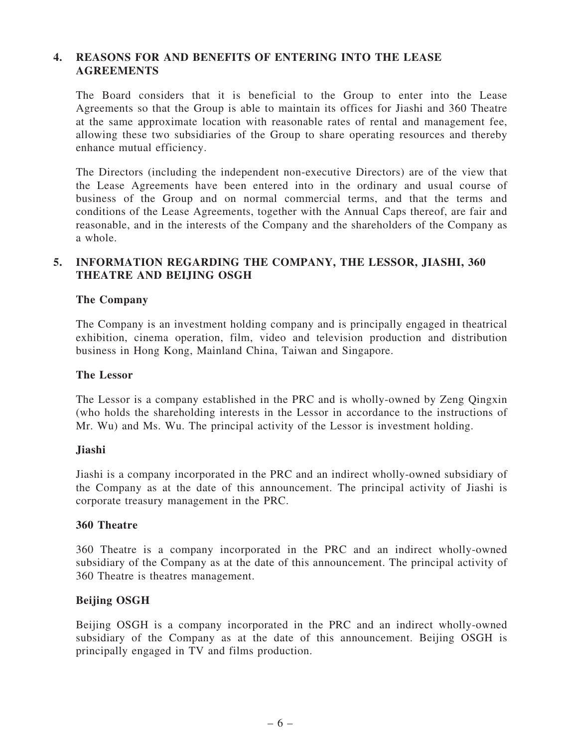## 4. REASONS FOR AND BENEFITS OF ENTERING INTO THE LEASE AGREEMENTS

The Board considers that it is beneficial to the Group to enter into the Lease Agreements so that the Group is able to maintain its offices for Jiashi and 360 Theatre at the same approximate location with reasonable rates of rental and management fee, allowing these two subsidiaries of the Group to share operating resources and thereby enhance mutual efficiency.

The Directors (including the independent non-executive Directors) are of the view that the Lease Agreements have been entered into in the ordinary and usual course of business of the Group and on normal commercial terms, and that the terms and conditions of the Lease Agreements, together with the Annual Caps thereof, are fair and reasonable, and in the interests of the Company and the shareholders of the Company as a whole.

## 5. INFORMATION REGARDING THE COMPANY, THE LESSOR, JIASHI, 360 THEATRE AND BEIJING OSGH

### The Company

The Company is an investment holding company and is principally engaged in theatrical exhibition, cinema operation, film, video and television production and distribution business in Hong Kong, Mainland China, Taiwan and Singapore.

### The Lessor

The Lessor is a company established in the PRC and is wholly-owned by Zeng Qingxin (who holds the shareholding interests in the Lessor in accordance to the instructions of Mr. Wu) and Ms. Wu. The principal activity of the Lessor is investment holding.

### Jiashi

Jiashi is a company incorporated in the PRC and an indirect wholly-owned subsidiary of the Company as at the date of this announcement. The principal activity of Jiashi is corporate treasury management in the PRC.

### 360 Theatre

360 Theatre is a company incorporated in the PRC and an indirect wholly-owned subsidiary of the Company as at the date of this announcement. The principal activity of 360 Theatre is theatres management.

### Beijing OSGH

Beijing OSGH is a company incorporated in the PRC and an indirect wholly-owned subsidiary of the Company as at the date of this announcement. Beijing OSGH is principally engaged in TV and films production.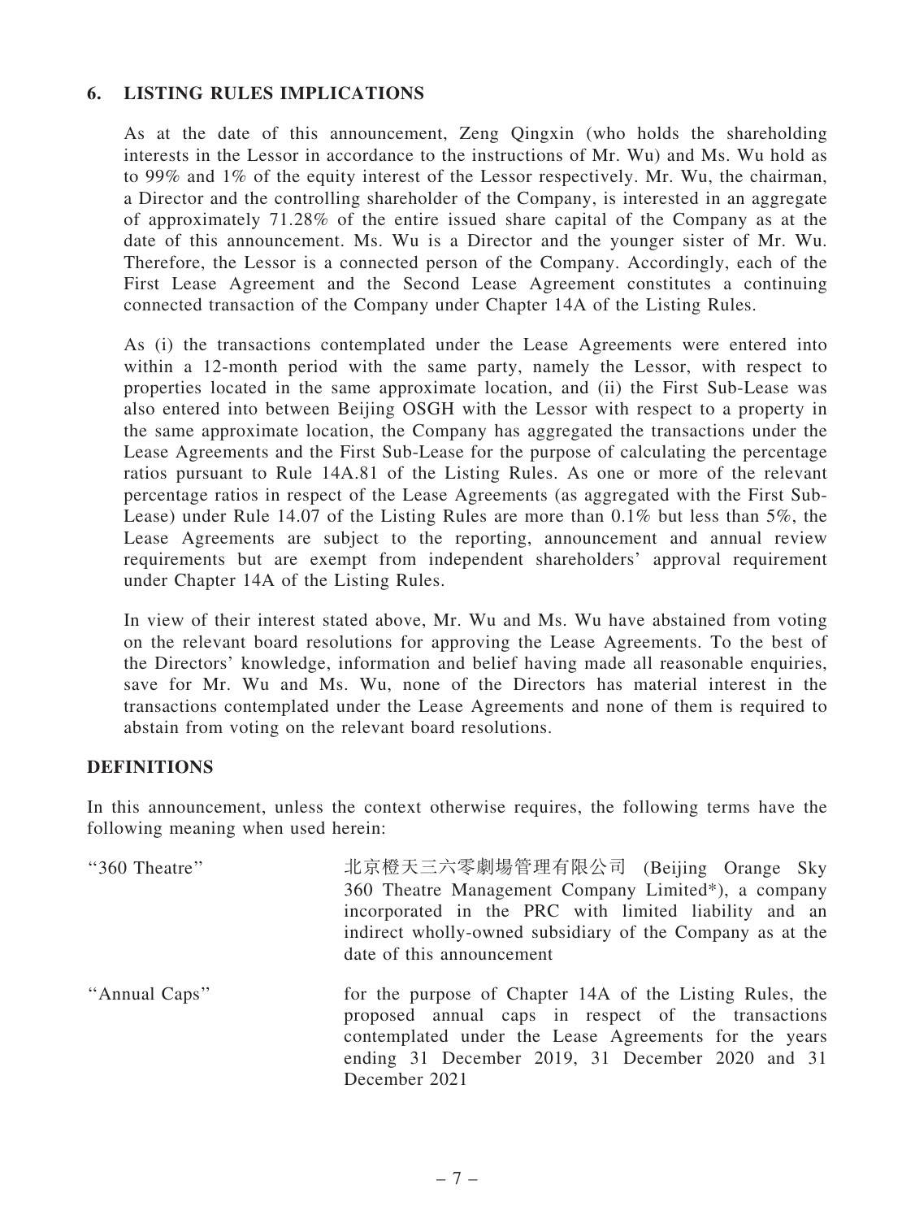## 6. LISTING RULES IMPLICATIONS

As at the date of this announcement, Zeng Qingxin (who holds the shareholding interests in the Lessor in accordance to the instructions of Mr. Wu) and Ms. Wu hold as to 99% and 1% of the equity interest of the Lessor respectively. Mr. Wu, the chairman, a Director and the controlling shareholder of the Company, is interested in an aggregate of approximately 71.28% of the entire issued share capital of the Company as at the date of this announcement. Ms. Wu is a Director and the younger sister of Mr. Wu. Therefore, the Lessor is a connected person of the Company. Accordingly, each of the First Lease Agreement and the Second Lease Agreement constitutes a continuing connected transaction of the Company under Chapter 14A of the Listing Rules.

As (i) the transactions contemplated under the Lease Agreements were entered into within a 12-month period with the same party, namely the Lessor, with respect to properties located in the same approximate location, and (ii) the First Sub-Lease was also entered into between Beijing OSGH with the Lessor with respect to a property in the same approximate location, the Company has aggregated the transactions under the Lease Agreements and the First Sub-Lease for the purpose of calculating the percentage ratios pursuant to Rule 14A.81 of the Listing Rules. As one or more of the relevant percentage ratios in respect of the Lease Agreements (as aggregated with the First Sub-Lease) under Rule 14.07 of the Listing Rules are more than 0.1% but less than 5%, the Lease Agreements are subject to the reporting, announcement and annual review requirements but are exempt from independent shareholders' approval requirement under Chapter 14A of the Listing Rules.

In view of their interest stated above, Mr. Wu and Ms. Wu have abstained from voting on the relevant board resolutions for approving the Lease Agreements. To the best of the Directors' knowledge, information and belief having made all reasonable enquiries, save for Mr. Wu and Ms. Wu, none of the Directors has material interest in the transactions contemplated under the Lease Agreements and none of them is required to abstain from voting on the relevant board resolutions.

## DEFINITIONS

In this announcement, unless the context otherwise requires, the following terms have the following meaning when used herein:

| | |
|---|---|
| "360 Theatre" | 北京橙天三六零劇場管理有限公司 (Beijing Orange Sky 360 Theatre Management Company Limited*), a company incorporated in the PRC with limited liability and an indirect wholly-owned subsidiary of the Company as at the date of this announcement |
| "Annual Caps" | for the purpose of Chapter 14A of the Listing Rules, the proposed annual caps in respect of the transactions contemplated under the Lease Agreements for the years ending 31 December 2019, 31 December 2020 and 31 December 2021 |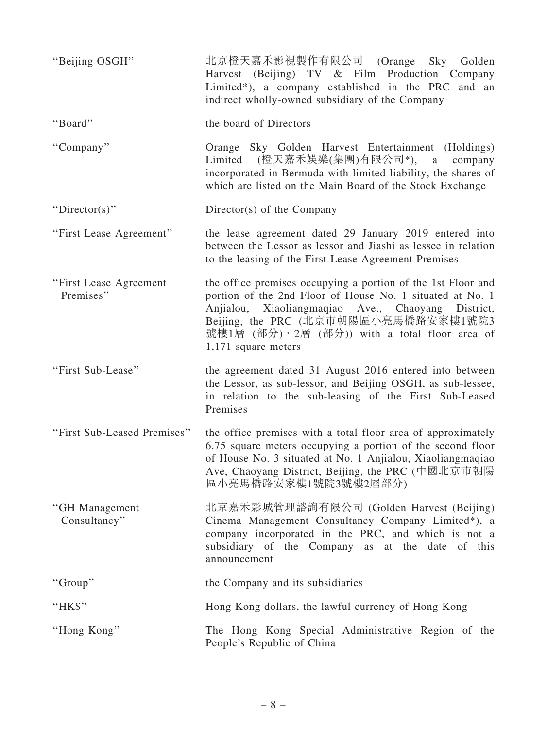| | |
|---|---|
| "Beijing OSGH" | 北京橙天嘉禾影視製作有限公司 (Orange Sky Golden Harvest (Beijing) TV & Film Production Company Limited*), a company established in the PRC and an indirect wholly-owned subsidiary of the Company |
| "Board" | the board of Directors |
| "Company" | Orange Sky Golden Harvest Entertainment (Holdings) Limited (橙天嘉禾娛樂(集團)有限公司*), a company incorporated in Bermuda with limited liability, the shares of which are listed on the Main Board of the Stock Exchange |
| "Director(s)" | Director(s) of the Company |
| "First Lease Agreement" | the lease agreement dated 29 January 2019 entered into between the Lessor as lessor and Jiashi as lessee in relation to the leasing of the First Lease Agreement Premises |
| "First Lease Agreement Premises" | the office premises occupying a portion of the 1st Floor and portion of the 2nd Floor of House No. 1 situated at No. 1 Anjialou, Xiaoliangmaqiao Ave., Chaoyang District, Beijing, the PRC (北京市朝陽區小亮馬橋路安家樓1號院3號樓1層 (部分)、2層 (部分)) with a total floor area of 1,171 square meters |
| "First Sub-Lease" | the agreement dated 31 August 2016 entered into between the Lessor, as sub-lessor, and Beijing OSGH, as sub-lessee, in relation to the sub-leasing of the First Sub-Leased Premises |
| "First Sub-Leased Premises" | the office premises with a total floor area of approximately 6.75 square meters occupying a portion of the second floor of House No. 3 situated at No. 1 Anjialou, Xiaoliangmaqiao Ave, Chaoyang District, Beijing, the PRC (中國北京市朝陽區小亮馬橋路安家樓1號院3號樓2層部分) |
| "GH Management Consultancy" | 北京嘉禾影城管理諮詢有限公司 (Golden Harvest (Beijing) Cinema Management Consultancy Company Limited*), a company incorporated in the PRC, and which is not a subsidiary of the Company as at the date of this announcement |
| "Group" | the Company and its subsidiaries |
| "HK$" | Hong Kong dollars, the lawful currency of Hong Kong |
| "Hong Kong" | The Hong Kong Special Administrative Region of the People's Republic of China |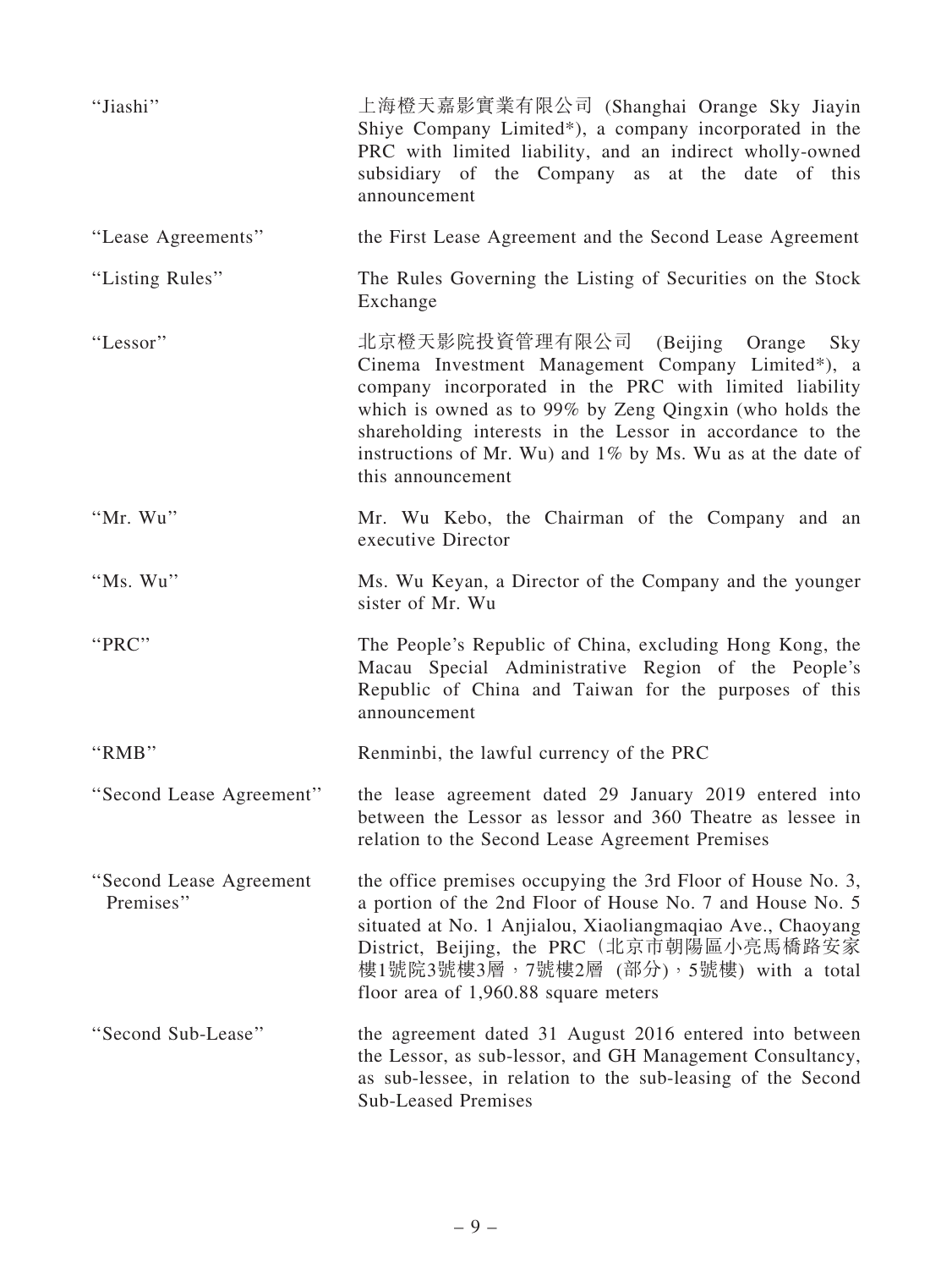| | |
|---|---|
| "Jiashi" | 上海橙天嘉影實業有限公司 (Shanghai Orange Sky Jiayin Shiye Company Limited*), a company incorporated in the PRC with limited liability, and an indirect wholly-owned subsidiary of the Company as at the date of this announcement |
| "Lease Agreements" | the First Lease Agreement and the Second Lease Agreement |
| "Listing Rules" | The Rules Governing the Listing of Securities on the Stock Exchange |
| "Lessor" | 北京橙天影院投資管理有限公司 (Beijing Orange Sky Cinema Investment Management Company Limited*), a company incorporated in the PRC with limited liability which is owned as to 99% by Zeng Qingxin (who holds the shareholding interests in the Lessor in accordance to the instructions of Mr. Wu) and 1% by Ms. Wu as at the date of this announcement |
| "Mr. Wu" | Mr. Wu Kebo, the Chairman of the Company and an executive Director |
| "Ms. Wu" | Ms. Wu Keyan, a Director of the Company and the younger sister of Mr. Wu |
| "PRC" | The People's Republic of China, excluding Hong Kong, the Macau Special Administrative Region of the People's Republic of China and Taiwan for the purposes of this announcement |
| "RMB" | Renminbi, the lawful currency of the PRC |
| "Second Lease Agreement" | the lease agreement dated 29 January 2019 entered into between the Lessor as lessor and 360 Theatre as lessee in relation to the Second Lease Agreement Premises |
| "Second Lease Agreement Premises" | the office premises occupying the 3rd Floor of House No. 3, a portion of the 2nd Floor of House No. 7 and House No. 5 situated at No. 1 Anjialou, Xiaoliangmaqiao Ave., Chaoyang District, Beijing, the PRC (北京市朝陽區小亮馬橋路安家樓1號院3號樓3層，7號樓2層 (部分)，5號樓) with a total floor area of 1,960.88 square meters |
| "Second Sub-Lease" | the agreement dated 31 August 2016 entered into between the Lessor, as sub-lessor, and GH Management Consultancy, as sub-lessee, in relation to the sub-leasing of the Second Sub-Leased Premises |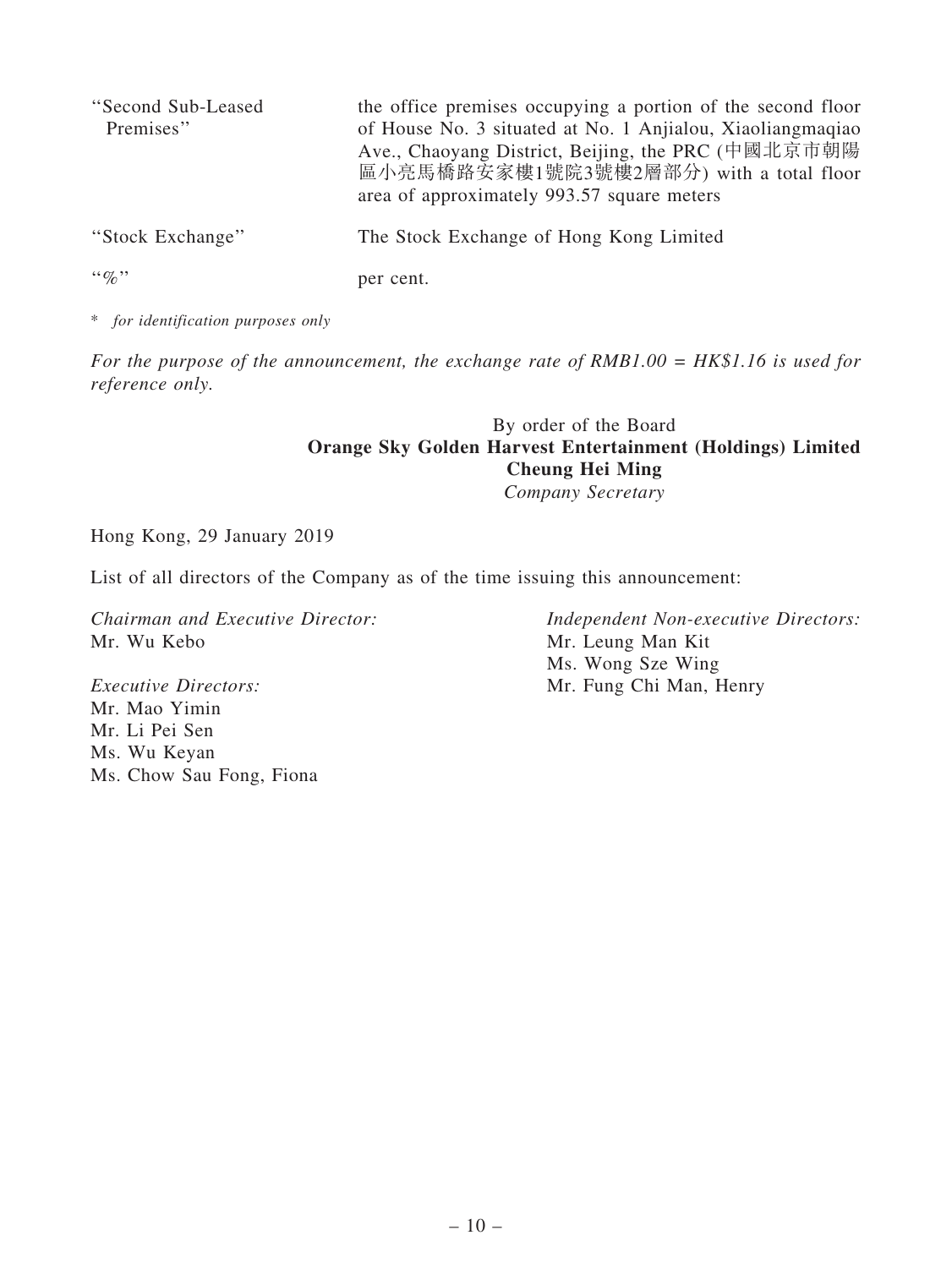| | |
|---|---|
| "Second Sub-Leased Premises" | the office premises occupying a portion of the second floor of House No. 3 situated at No. 1 Anjialou, Xiaoliangmaqiao Ave., Chaoyang District, Beijing, the PRC (中國北京市朝陽區小亮馬橋路安家樓1號院3號樓2層部分) with a total floor area of approximately 993.57 square meters |
| "Stock Exchange" | The Stock Exchange of Hong Kong Limited |
| "%" | per cent. |

\* *for identification purposes only*

*For the purpose of the announcement, the exchange rate of RMB1.00 = HK$1.16 is used for reference only.*

By order of the Board
**Orange Sky Golden Harvest Entertainment (Holdings) Limited**
**Cheung Hei Ming**
*Company Secretary*

Hong Kong, 29 January 2019

List of all directors of the Company as of the time issuing this announcement:

*Chairman and Executive Director:*
Mr. Wu Kebo

*Executive Directors:*
Mr. Mao Yimin
Mr. Li Pei Sen
Ms. Wu Keyan
Ms. Chow Sau Fong, Fiona

*Independent Non-executive Directors:*
Mr. Leung Man Kit
Ms. Wong Sze Wing
Mr. Fung Chi Man, Henry